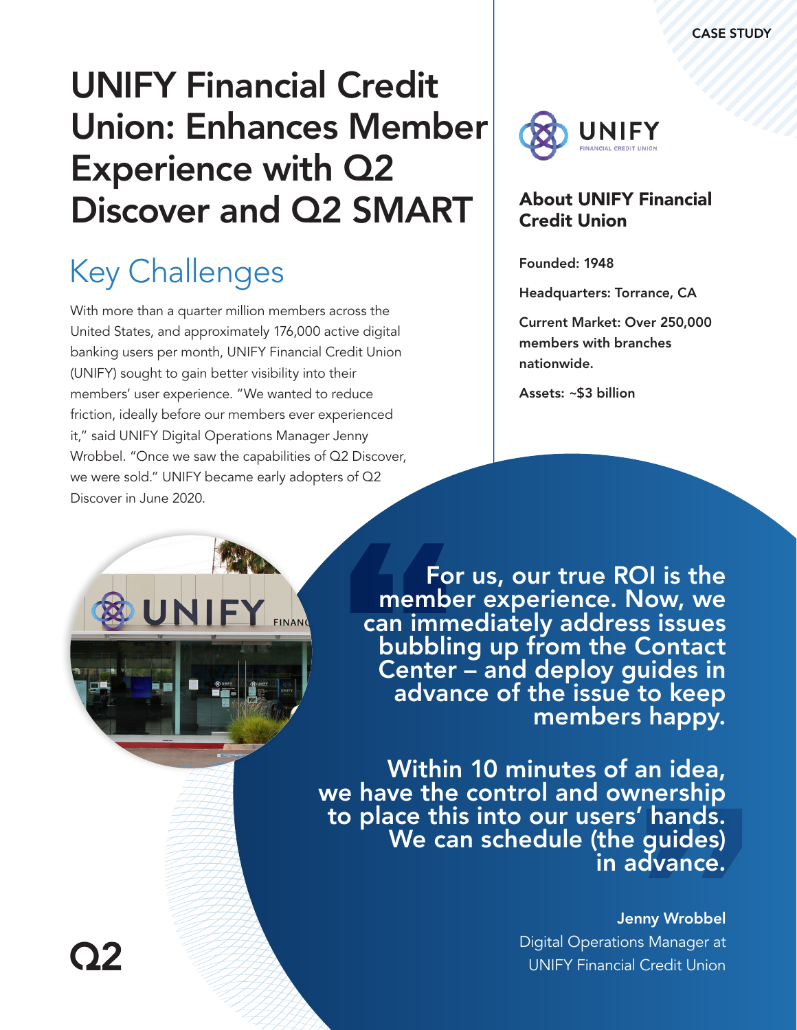CASE STUDY

# UNIFY Financial Credit Union: Enhances Member Experience with Q2 Discover and Q2 SMART

## Key Challenges

With more than a quarter million members across the United States, and approximately 176,000 active digital banking users per month, UNIFY Financial Credit Union (UNIFY) sought to gain better visibility into their members' user experience. "We wanted to reduce friction, ideally before our members ever experienced it," said UNIFY Digital Operations Manager Jenny Wrobbel. "Once we saw the capabilities of Q2 Discover, we were sold." UNIFY became early adopters of Q2 Discover in June 2020.

### About UNIFY Financial Credit Union

**Founded: 1948**

**Headquarters: Torrance, CA**

**Current Market: Over 250,000 members with branches nationwide.**

**Assets: ~$3 billion**

> **For us, our true ROI is the member experience. Now, we can immediately address issues bubbling up from the Contact Center – and deploy guides in advance of the issue to keep members happy.**
>
> **Within 10 minutes of an idea, we have the control and ownership to place this into our users' hands. We can schedule (the guides) in advance.**

**Jenny Wrobbel**
Digital Operations Manager at UNIFY Financial Credit Union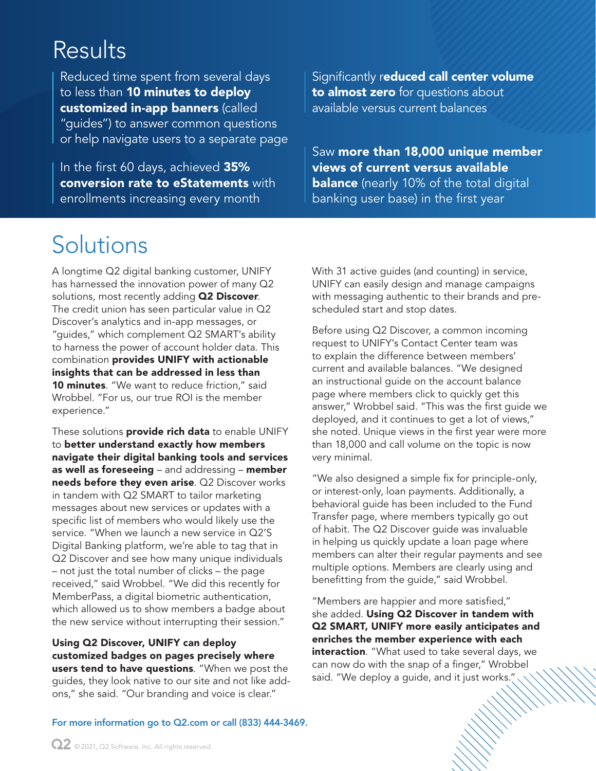# Results

Reduced time spent from several days to less than **10 minutes to deploy customized in-app banners** (called "guides") to answer common questions or help navigate users to a separate page

In the first 60 days, achieved **35% conversion rate to eStatements** with enrollments increasing every month

Significantly r**educed call center volume to almost zero** for questions about available versus current balances

Saw **more than 18,000 unique member views of current versus available balance** (nearly 10% of the total digital banking user base) in the first year

# Solutions

A longtime Q2 digital banking customer, UNIFY has harnessed the innovation power of many Q2 solutions, most recently adding **Q2 Discover**. The credit union has seen particular value in Q2 Discover's analytics and in-app messages, or "guides," which complement Q2 SMART's ability to harness the power of account holder data. This combination **provides UNIFY with actionable insights that can be addressed in less than 10 minutes**. "We want to reduce friction," said Wrobbel. "For us, our true ROI is the member experience."

These solutions **provide rich data** to enable UNIFY to **better understand exactly how members navigate their digital banking tools and services as well as foreseeing** – and addressing – **member needs before they even arise**. Q2 Discover works in tandem with Q2 SMART to tailor marketing messages about new services or updates with a specific list of members who would likely use the service. "When we launch a new service in Q2'S Digital Banking platform, we're able to tag that in Q2 Discover and see how many unique individuals – not just the total number of clicks – the page received," said Wrobbel. "We did this recently for MemberPass, a digital biometric authentication, which allowed us to show members a badge about the new service without interrupting their session."

**Using Q2 Discover, UNIFY can deploy customized badges on pages precisely where users tend to have questions**. "When we post the guides, they look native to our site and not like add-ons," she said. "Our branding and voice is clear."

With 31 active guides (and counting) in service, UNIFY can easily design and manage campaigns with messaging authentic to their brands and pre-scheduled start and stop dates.

Before using Q2 Discover, a common incoming request to UNIFY's Contact Center team was to explain the difference between members' current and available balances. "We designed an instructional guide on the account balance page where members click to quickly get this answer," Wrobbel said. "This was the first guide we deployed, and it continues to get a lot of views," she noted. Unique views in the first year were more than 18,000 and call volume on the topic is now very minimal.

"We also designed a simple fix for principle-only, or interest-only, loan payments. Additionally, a behavioral guide has been included to the Fund Transfer page, where members typically go out of habit. The Q2 Discover guide was invaluable in helping us quickly update a loan page where members can alter their regular payments and see multiple options. Members are clearly using and benefitting from the guide," said Wrobbel.

"Members are happier and more satisfied," she added. **Using Q2 Discover in tandem with Q2 SMART, UNIFY more easily anticipates and enriches the member experience with each interaction**. "What used to take several days, we can now do with the snap of a finger," Wrobbel said. "We deploy a guide, and it just works."

For more information go to Q2.com or call (833) 444-3469.

© 2021, Q2 Software, Inc. All rights reserved.